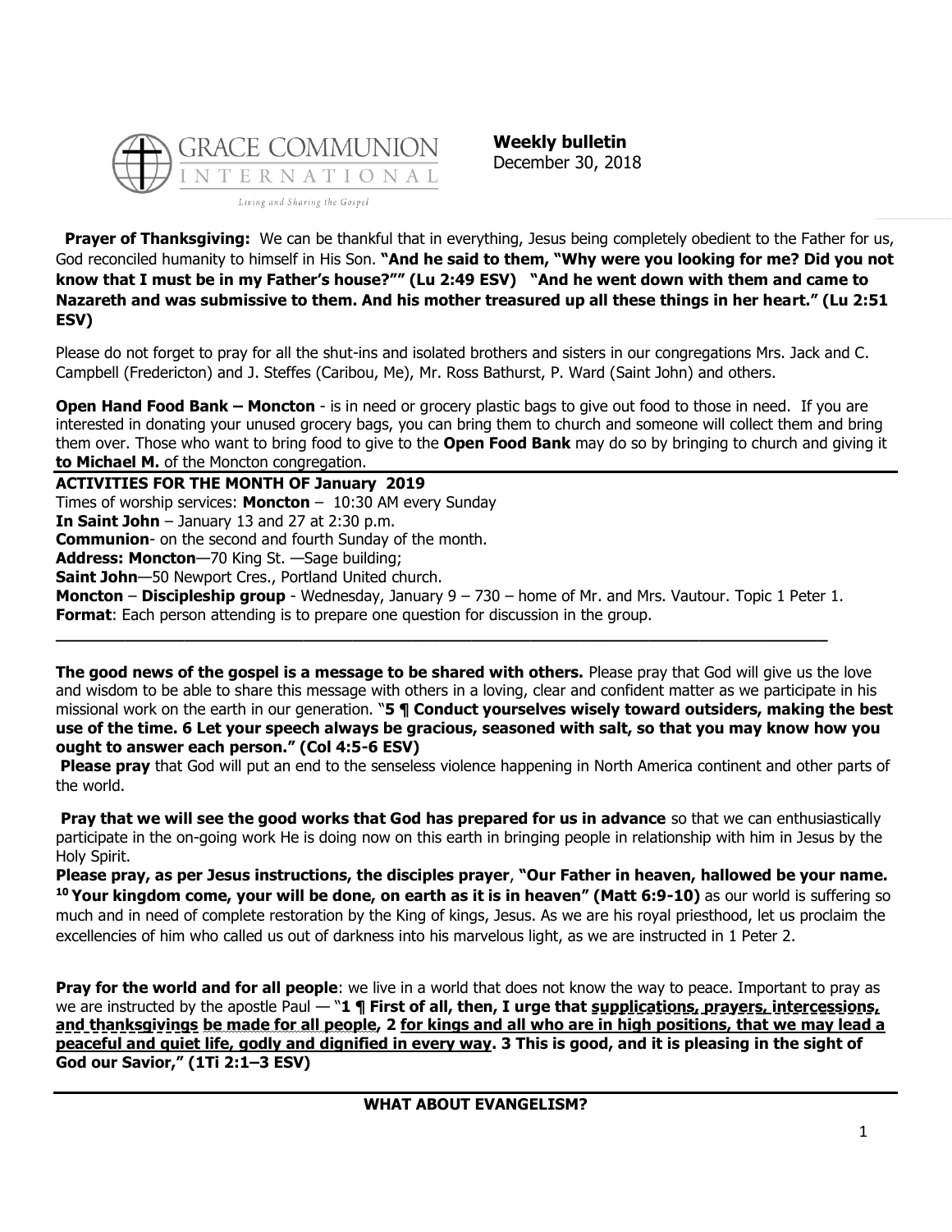GRACE COMMUNION INTERNATIONAL

*Living and Sharing the Gospel*

**Weekly bulletin**
December 30, 2018

**Prayer of Thanksgiving:** We can be thankful that in everything, Jesus being completely obedient to the Father for us, God reconciled humanity to himself in His Son. **"And he said to them, "Why were you looking for me? Did you not know that I must be in my Father's house?"" (Lu 2:49 ESV) "And he went down with them and came to Nazareth and was submissive to them. And his mother treasured up all these things in her heart." (Lu 2:51 ESV)**

Please do not forget to pray for all the shut-ins and isolated brothers and sisters in our congregations Mrs. Jack and C. Campbell (Fredericton) and J. Steffes (Caribou, Me), Mr. Ross Bathurst, P. Ward (Saint John) and others.

**Open Hand Food Bank – Moncton** - is in need or grocery plastic bags to give out food to those in need. If you are interested in donating your unused grocery bags, you can bring them to church and someone will collect them and bring them over. Those who want to bring food to give to the **Open Food Bank** may do so by bringing to church and giving it **to Michael M.** of the Moncton congregation.

---

**ACTIVITIES FOR THE MONTH OF January 2019**

Times of worship services: **Moncton** – 10:30 AM every Sunday

**In Saint John** – January 13 and 27 at 2:30 p.m.

**Communion**- on the second and fourth Sunday of the month.

**Address: Moncton**—70 King St. —Sage building;

**Saint John**—50 Newport Cres., Portland United church.

**Moncton** – **Discipleship group** - Wednesday, January 9 – 730 – home of Mr. and Mrs. Vautour. Topic 1 Peter 1.

**Format**: Each person attending is to prepare one question for discussion in the group.

---

**The good news of the gospel is a message to be shared with others.** Please pray that God will give us the love and wisdom to be able to share this message with others in a loving, clear and confident matter as we participate in his missional work on the earth in our generation. "**5 ¶ Conduct yourselves wisely toward outsiders, making the best use of the time. 6 Let your speech always be gracious, seasoned with salt, so that you may know how you ought to answer each person." (Col 4:5-6 ESV)**

**Please pray** that God will put an end to the senseless violence happening in North America continent and other parts of the world.

**Pray that we will see the good works that God has prepared for us in advance** so that we can enthusiastically participate in the on-going work He is doing now on this earth in bringing people in relationship with him in Jesus by the Holy Spirit.

**Please pray, as per Jesus instructions, the disciples prayer**, **"Our Father in heaven, hallowed be your name. 10 Your kingdom come, your will be done, on earth as it is in heaven" (Matt 6:9-10)** as our world is suffering so much and in need of complete restoration by the King of kings, Jesus. As we are his royal priesthood, let us proclaim the excellencies of him who called us out of darkness into his marvelous light, as we are instructed in 1 Peter 2.

**Pray for the world and for all people**: we live in a world that does not know the way to peace. Important to pray as we are instructed by the apostle Paul — "**1 ¶ First of all, then, I urge that <u>supplications, prayers, intercessions, and thanksgivings</u> <u>be made for all people</u>, 2 <u>for kings and all who are in high positions, that we may lead a peaceful and quiet life, godly and dignified in every way</u>. 3 This is good, and it is pleasing in the sight of God our Savior," (1Ti 2:1–3 ESV)**

---

## WHAT ABOUT EVANGELISM?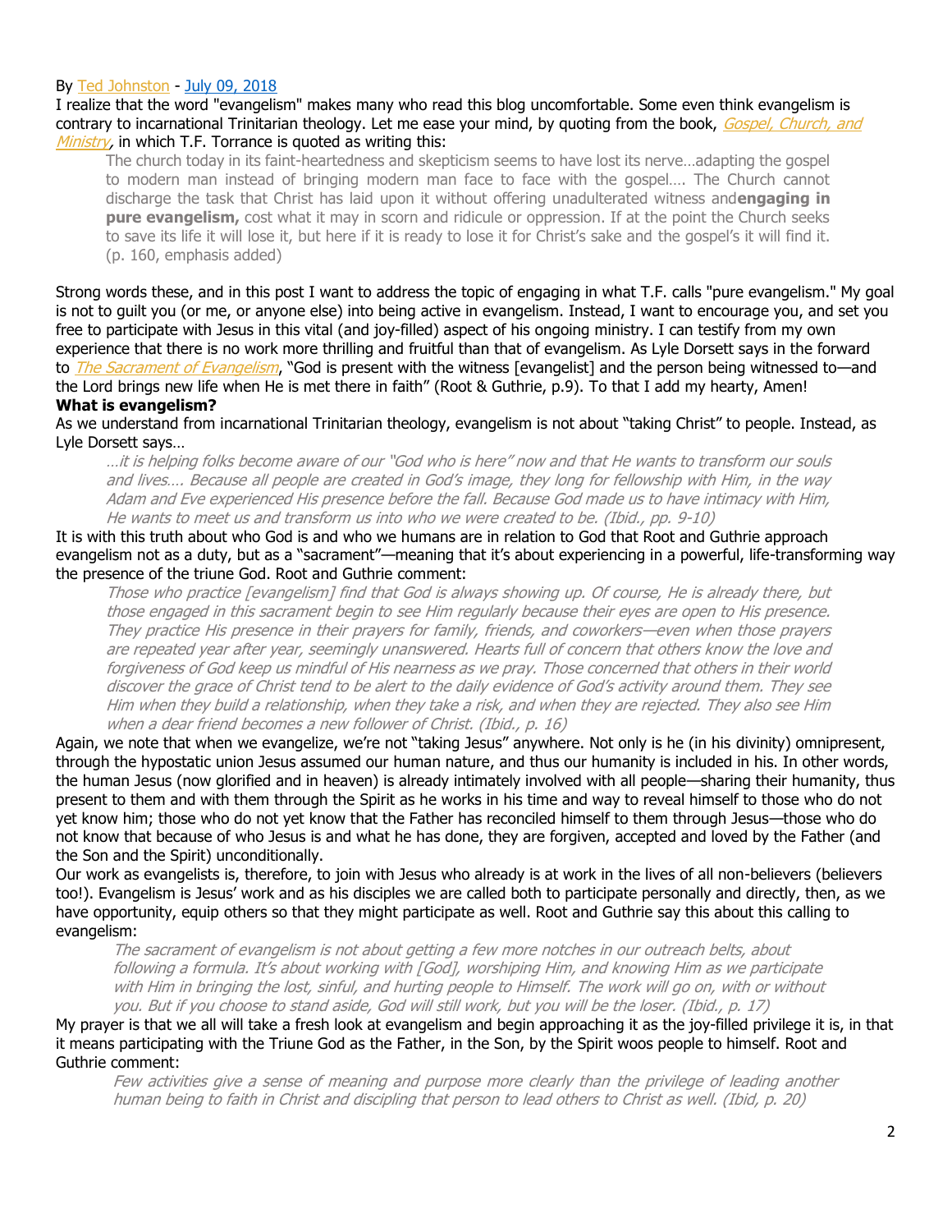By Ted Johnston - July 09, 2018

I realize that the word "evangelism" makes many who read this blog uncomfortable. Some even think evangelism is contrary to incarnational Trinitarian theology. Let me ease your mind, by quoting from the book, *Gospel, Church, and Ministry*, in which T.F. Torrance is quoted as writing this:

> The church today in its faint-heartedness and skepticism seems to have lost its nerve…adapting the gospel to modern man instead of bringing modern man face to face with the gospel…. The Church cannot discharge the task that Christ has laid upon it without offering unadulterated witness and**engaging in pure evangelism,** cost what it may in scorn and ridicule or oppression. If at the point the Church seeks to save its life it will lose it, but here if it is ready to lose it for Christ's sake and the gospel's it will find it. (p. 160, emphasis added)

Strong words these, and in this post I want to address the topic of engaging in what T.F. calls "pure evangelism." My goal is not to guilt you (or me, or anyone else) into being active in evangelism. Instead, I want to encourage you, and set you free to participate with Jesus in this vital (and joy-filled) aspect of his ongoing ministry. I can testify from my own experience that there is no work more thrilling and fruitful than that of evangelism. As Lyle Dorsett says in the forward to *The Sacrament of Evangelism*, "God is present with the witness [evangelist] and the person being witnessed to—and the Lord brings new life when He is met there in faith" (Root & Guthrie, p.9). To that I add my hearty, Amen!

**What is evangelism?**

As we understand from incarnational Trinitarian theology, evangelism is not about "taking Christ" to people. Instead, as Lyle Dorsett says…

> *…it is helping folks become aware of our "God who is here" now and that He wants to transform our souls and lives…. Because all people are created in God's image, they long for fellowship with Him, in the way Adam and Eve experienced His presence before the fall. Because God made us to have intimacy with Him, He wants to meet us and transform us into who we were created to be. (Ibid., pp. 9-10)*

It is with this truth about who God is and who we humans are in relation to God that Root and Guthrie approach evangelism not as a duty, but as a "sacrament"—meaning that it's about experiencing in a powerful, life-transforming way the presence of the triune God. Root and Guthrie comment:

> *Those who practice [evangelism] find that God is always showing up. Of course, He is already there, but those engaged in this sacrament begin to see Him regularly because their eyes are open to His presence. They practice His presence in their prayers for family, friends, and coworkers—even when those prayers are repeated year after year, seemingly unanswered. Hearts full of concern that others know the love and forgiveness of God keep us mindful of His nearness as we pray. Those concerned that others in their world discover the grace of Christ tend to be alert to the daily evidence of God's activity around them. They see Him when they build a relationship, when they take a risk, and when they are rejected. They also see Him when a dear friend becomes a new follower of Christ. (Ibid., p. 16)*

Again, we note that when we evangelize, we're not "taking Jesus" anywhere. Not only is he (in his divinity) omnipresent, through the hypostatic union Jesus assumed our human nature, and thus our humanity is included in his. In other words, the human Jesus (now glorified and in heaven) is already intimately involved with all people—sharing their humanity, thus present to them and with them through the Spirit as he works in his time and way to reveal himself to those who do not yet know him; those who do not yet know that the Father has reconciled himself to them through Jesus—those who do not know that because of who Jesus is and what he has done, they are forgiven, accepted and loved by the Father (and the Son and the Spirit) unconditionally.

Our work as evangelists is, therefore, to join with Jesus who already is at work in the lives of all non-believers (believers too!). Evangelism is Jesus' work and as his disciples we are called both to participate personally and directly, then, as we have opportunity, equip others so that they might participate as well. Root and Guthrie say this about this calling to evangelism:

> *The sacrament of evangelism is not about getting a few more notches in our outreach belts, about following a formula. It's about working with [God], worshiping Him, and knowing Him as we participate with Him in bringing the lost, sinful, and hurting people to Himself. The work will go on, with or without you. But if you choose to stand aside, God will still work, but you will be the loser. (Ibid., p. 17)*

My prayer is that we all will take a fresh look at evangelism and begin approaching it as the joy-filled privilege it is, in that it means participating with the Triune God as the Father, in the Son, by the Spirit woos people to himself. Root and Guthrie comment:

> *Few activities give a sense of meaning and purpose more clearly than the privilege of leading another human being to faith in Christ and discipling that person to lead others to Christ as well. (Ibid, p. 20)*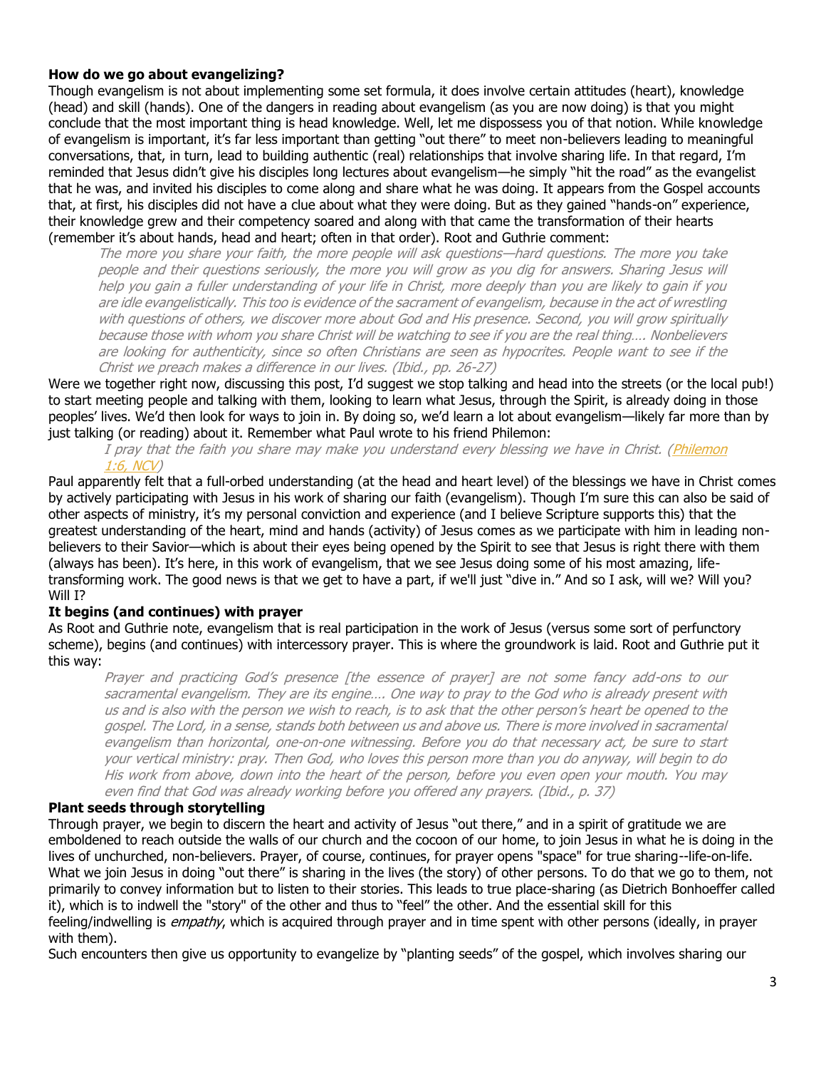### How do we go about evangelizing?

Though evangelism is not about implementing some set formula, it does involve certain attitudes (heart), knowledge (head) and skill (hands). One of the dangers in reading about evangelism (as you are now doing) is that you might conclude that the most important thing is head knowledge. Well, let me dispossess you of that notion. While knowledge of evangelism is important, it's far less important than getting "out there" to meet non-believers leading to meaningful conversations, that, in turn, lead to building authentic (real) relationships that involve sharing life. In that regard, I'm reminded that Jesus didn't give his disciples long lectures about evangelism—he simply "hit the road" as the evangelist that he was, and invited his disciples to come along and share what he was doing. It appears from the Gospel accounts that, at first, his disciples did not have a clue about what they were doing. But as they gained "hands-on" experience, their knowledge grew and their competency soared and along with that came the transformation of their hearts (remember it's about hands, head and heart; often in that order). Root and Guthrie comment:

> *The more you share your faith, the more people will ask questions—hard questions. The more you take people and their questions seriously, the more you will grow as you dig for answers. Sharing Jesus will help you gain a fuller understanding of your life in Christ, more deeply than you are likely to gain if you are idle evangelistically. This too is evidence of the sacrament of evangelism, because in the act of wrestling with questions of others, we discover more about God and His presence. Second, you will grow spiritually because those with whom you share Christ will be watching to see if you are the real thing…. Nonbelievers are looking for authenticity, since so often Christians are seen as hypocrites. People want to see if the Christ we preach makes a difference in our lives. (Ibid., pp. 26-27)*

Were we together right now, discussing this post, I'd suggest we stop talking and head into the streets (or the local pub!) to start meeting people and talking with them, looking to learn what Jesus, through the Spirit, is already doing in those peoples' lives. We'd then look for ways to join in. By doing so, we'd learn a lot about evangelism—likely far more than by just talking (or reading) about it. Remember what Paul wrote to his friend Philemon:

> *I pray that the faith you share may make you understand every blessing we have in Christ. (Philemon 1:6, NCV)*

Paul apparently felt that a full-orbed understanding (at the head and heart level) of the blessings we have in Christ comes by actively participating with Jesus in his work of sharing our faith (evangelism). Though I'm sure this can also be said of other aspects of ministry, it's my personal conviction and experience (and I believe Scripture supports this) that the greatest understanding of the heart, mind and hands (activity) of Jesus comes as we participate with him in leading non-believers to their Savior—which is about their eyes being opened by the Spirit to see that Jesus is right there with them (always has been). It's here, in this work of evangelism, that we see Jesus doing some of his most amazing, life-transforming work. The good news is that we get to have a part, if we'll just "dive in." And so I ask, will we? Will you? Will I?

### It begins (and continues) with prayer

As Root and Guthrie note, evangelism that is real participation in the work of Jesus (versus some sort of perfunctory scheme), begins (and continues) with intercessory prayer. This is where the groundwork is laid. Root and Guthrie put it this way:

> *Prayer and practicing God's presence [the essence of prayer] are not some fancy add-ons to our sacramental evangelism. They are its engine…. One way to pray to the God who is already present with us and is also with the person we wish to reach, is to ask that the other person's heart be opened to the gospel. The Lord, in a sense, stands both between us and above us. There is more involved in sacramental evangelism than horizontal, one-on-one witnessing. Before you do that necessary act, be sure to start your vertical ministry: pray. Then God, who loves this person more than you do anyway, will begin to do His work from above, down into the heart of the person, before you even open your mouth. You may even find that God was already working before you offered any prayers. (Ibid., p. 37)*

### Plant seeds through storytelling

Through prayer, we begin to discern the heart and activity of Jesus "out there," and in a spirit of gratitude we are emboldened to reach outside the walls of our church and the cocoon of our home, to join Jesus in what he is doing in the lives of unchurched, non-believers. Prayer, of course, continues, for prayer opens "space" for true sharing--life-on-life. What we join Jesus in doing "out there" is sharing in the lives (the story) of other persons. To do that we go to them, not primarily to convey information but to listen to their stories. This leads to true place-sharing (as Dietrich Bonhoeffer called it), which is to indwell the "story" of the other and thus to "feel" the other. And the essential skill for this feeling/indwelling is *empathy*, which is acquired through prayer and in time spent with other persons (ideally, in prayer with them).

Such encounters then give us opportunity to evangelize by "planting seeds" of the gospel, which involves sharing our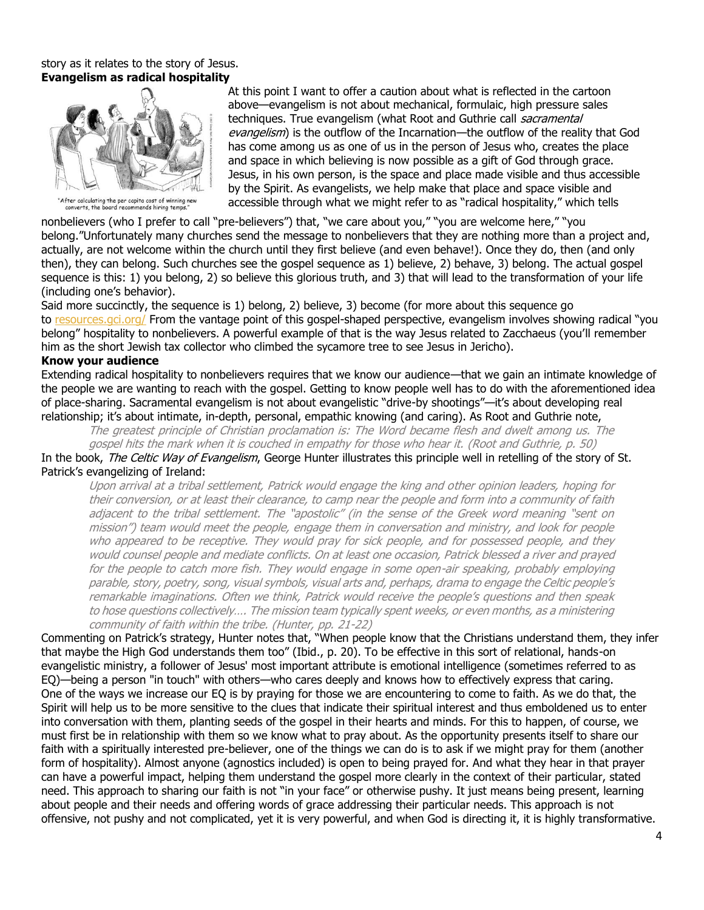story as it relates to the story of Jesus.

**Evangelism as radical hospitality**

"After calculating the per capita cost of winning new converts, the board recommends hiring temps."

At this point I want to offer a caution about what is reflected in the cartoon above—evangelism is not about mechanical, formulaic, high pressure sales techniques. True evangelism (what Root and Guthrie call *sacramental evangelism*) is the outflow of the Incarnation—the outflow of the reality that God has come among us as one of us in the person of Jesus who, creates the place and space in which believing is now possible as a gift of God through grace. Jesus, in his own person, is the space and place made visible and thus accessible by the Spirit. As evangelists, we help make that place and space visible and accessible through what we might refer to as "radical hospitality," which tells nonbelievers (who I prefer to call "pre-believers") that, "we care about you," "you are welcome here," "you belong."Unfortunately many churches send the message to nonbelievers that they are nothing more than a project and, actually, are not welcome within the church until they first believe (and even behave!). Once they do, then (and only then), they can belong. Such churches see the gospel sequence as 1) believe, 2) behave, 3) belong. The actual gospel sequence is this: 1) you belong, 2) so believe this glorious truth, and 3) that will lead to the transformation of your life (including one's behavior).

Said more succinctly, the sequence is 1) belong, 2) believe, 3) become (for more about this sequence go to resources.gci.org/ From the vantage point of this gospel-shaped perspective, evangelism involves showing radical "you belong" hospitality to nonbelievers. A powerful example of that is the way Jesus related to Zacchaeus (you'll remember him as the short Jewish tax collector who climbed the sycamore tree to see Jesus in Jericho).

**Know your audience**

Extending radical hospitality to nonbelievers requires that we know our audience—that we gain an intimate knowledge of the people we are wanting to reach with the gospel. Getting to know people well has to do with the aforementioned idea of place-sharing. Sacramental evangelism is not about evangelistic "drive-by shootings"—it's about developing real relationship; it's about intimate, in-depth, personal, empathic knowing (and caring). As Root and Guthrie note,

> *The greatest principle of Christian proclamation is: The Word became flesh and dwelt among us. The gospel hits the mark when it is couched in empathy for those who hear it. (Root and Guthrie, p. 50)*

In the book, *The Celtic Way of Evangelism*, George Hunter illustrates this principle well in retelling of the story of St. Patrick's evangelizing of Ireland:

> *Upon arrival at a tribal settlement, Patrick would engage the king and other opinion leaders, hoping for their conversion, or at least their clearance, to camp near the people and form into a community of faith adjacent to the tribal settlement. The "apostolic" (in the sense of the Greek word meaning "sent on mission") team would meet the people, engage them in conversation and ministry, and look for people who appeared to be receptive. They would pray for sick people, and for possessed people, and they would counsel people and mediate conflicts. On at least one occasion, Patrick blessed a river and prayed for the people to catch more fish. They would engage in some open-air speaking, probably employing parable, story, poetry, song, visual symbols, visual arts and, perhaps, drama to engage the Celtic people's remarkable imaginations. Often we think, Patrick would receive the people's questions and then speak to hose questions collectively…. The mission team typically spent weeks, or even months, as a ministering community of faith within the tribe. (Hunter, pp. 21-22)*

Commenting on Patrick's strategy, Hunter notes that, "When people know that the Christians understand them, they infer that maybe the High God understands them too" (Ibid., p. 20). To be effective in this sort of relational, hands-on evangelistic ministry, a follower of Jesus' most important attribute is emotional intelligence (sometimes referred to as EQ)—being a person "in touch" with others—who cares deeply and knows how to effectively express that caring. One of the ways we increase our EQ is by praying for those we are encountering to come to faith. As we do that, the Spirit will help us to be more sensitive to the clues that indicate their spiritual interest and thus emboldened us to enter into conversation with them, planting seeds of the gospel in their hearts and minds. For this to happen, of course, we must first be in relationship with them so we know what to pray about. As the opportunity presents itself to share our faith with a spiritually interested pre-believer, one of the things we can do is to ask if we might pray for them (another form of hospitality). Almost anyone (agnostics included) is open to being prayed for. And what they hear in that prayer can have a powerful impact, helping them understand the gospel more clearly in the context of their particular, stated need. This approach to sharing our faith is not "in your face" or otherwise pushy. It just means being present, learning about people and their needs and offering words of grace addressing their particular needs. This approach is not offensive, not pushy and not complicated, yet it is very powerful, and when God is directing it, it is highly transformative.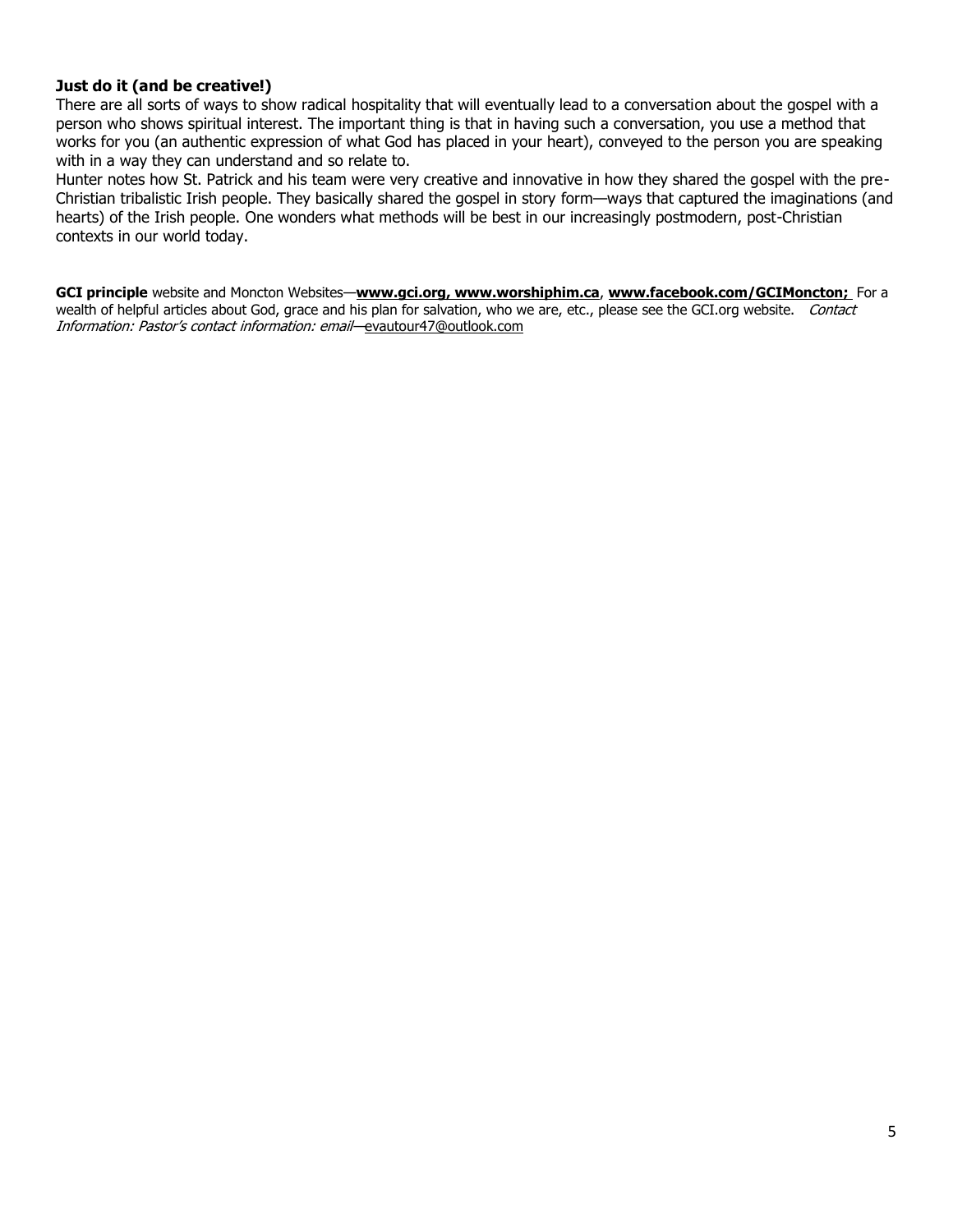**Just do it (and be creative!)**

There are all sorts of ways to show radical hospitality that will eventually lead to a conversation about the gospel with a person who shows spiritual interest. The important thing is that in having such a conversation, you use a method that works for you (an authentic expression of what God has placed in your heart), conveyed to the person you are speaking with in a way they can understand and so relate to.

Hunter notes how St. Patrick and his team were very creative and innovative in how they shared the gospel with the pre-Christian tribalistic Irish people. They basically shared the gospel in story form—ways that captured the imaginations (and hearts) of the Irish people. One wonders what methods will be best in our increasingly postmodern, post-Christian contexts in our world today.

**GCI principle** website and Moncton Websites—**www.gci.org, www.worshiphim.ca**, **www.facebook.com/GCIMoncton;** For a wealth of helpful articles about God, grace and his plan for salvation, who we are, etc., please see the GCI.org website. *Contact Information: Pastor's contact information: email*—evautour47@outlook.com